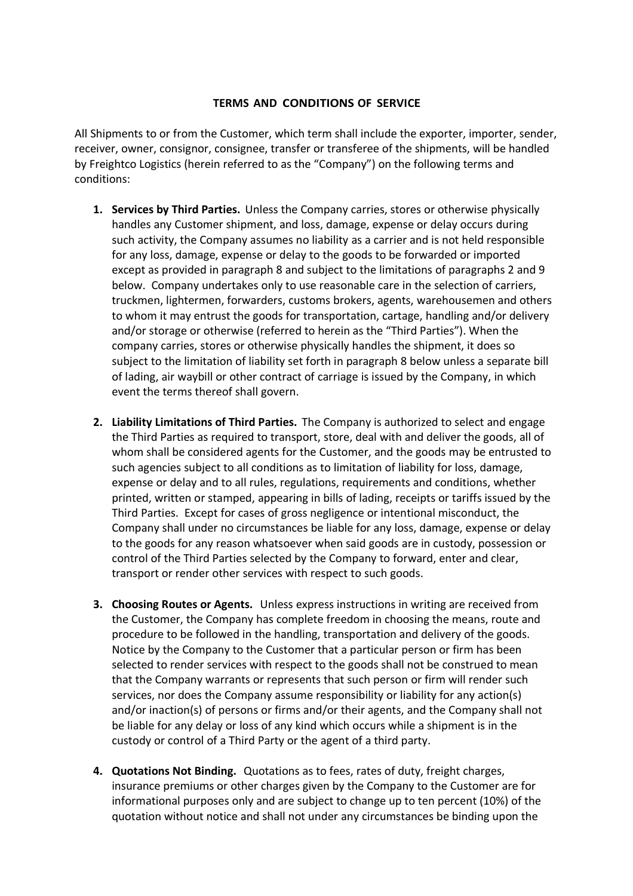# TERMS AND CONDITIONS OF SERVICE

All Shipments to or from the Customer, which term shall include the exporter, importer, sender, receiver, owner, consignor, consignee, transfer or transferee of the shipments, will be handled by Freightco Logistics (herein referred to as the "Company") on the following terms and conditions:

1. **Services by Third Parties.** Unless the Company carries, stores or otherwise physically handles any Customer shipment, and loss, damage, expense or delay occurs during such activity, the Company assumes no liability as a carrier and is not held responsible for any loss, damage, expense or delay to the goods to be forwarded or imported except as provided in paragraph 8 and subject to the limitations of paragraphs 2 and 9 below. Company undertakes only to use reasonable care in the selection of carriers, truckmen, lightermen, forwarders, customs brokers, agents, warehousemen and others to whom it may entrust the goods for transportation, cartage, handling and/or delivery and/or storage or otherwise (referred to herein as the "Third Parties"). When the company carries, stores or otherwise physically handles the shipment, it does so subject to the limitation of liability set forth in paragraph 8 below unless a separate bill of lading, air waybill or other contract of carriage is issued by the Company, in which event the terms thereof shall govern.

2. **Liability Limitations of Third Parties.** The Company is authorized to select and engage the Third Parties as required to transport, store, deal with and deliver the goods, all of whom shall be considered agents for the Customer, and the goods may be entrusted to such agencies subject to all conditions as to limitation of liability for loss, damage, expense or delay and to all rules, regulations, requirements and conditions, whether printed, written or stamped, appearing in bills of lading, receipts or tariffs issued by the Third Parties. Except for cases of gross negligence or intentional misconduct, the Company shall under no circumstances be liable for any loss, damage, expense or delay to the goods for any reason whatsoever when said goods are in custody, possession or control of the Third Parties selected by the Company to forward, enter and clear, transport or render other services with respect to such goods.

3. **Choosing Routes or Agents.** Unless express instructions in writing are received from the Customer, the Company has complete freedom in choosing the means, route and procedure to be followed in the handling, transportation and delivery of the goods. Notice by the Company to the Customer that a particular person or firm has been selected to render services with respect to the goods shall not be construed to mean that the Company warrants or represents that such person or firm will render such services, nor does the Company assume responsibility or liability for any action(s) and/or inaction(s) of persons or firms and/or their agents, and the Company shall not be liable for any delay or loss of any kind which occurs while a shipment is in the custody or control of a Third Party or the agent of a third party.

4. **Quotations Not Binding.** Quotations as to fees, rates of duty, freight charges, insurance premiums or other charges given by the Company to the Customer are for informational purposes only and are subject to change up to ten percent (10%) of the quotation without notice and shall not under any circumstances be binding upon the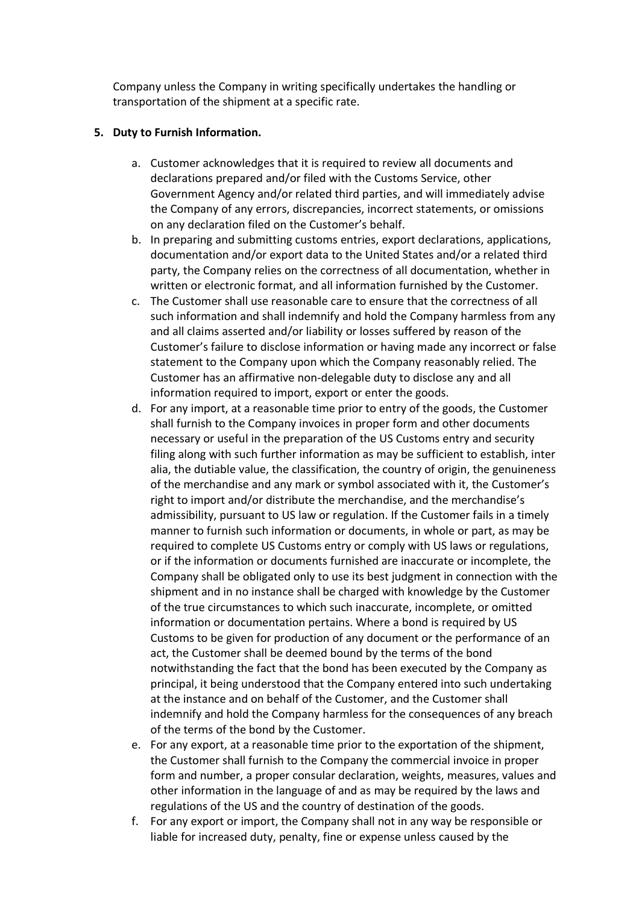Company unless the Company in writing specifically undertakes the handling or transportation of the shipment at a specific rate.

5. **Duty to Furnish Information.**

   a. Customer acknowledges that it is required to review all documents and declarations prepared and/or filed with the Customs Service, other Government Agency and/or related third parties, and will immediately advise the Company of any errors, discrepancies, incorrect statements, or omissions on any declaration filed on the Customer's behalf.

   b. In preparing and submitting customs entries, export declarations, applications, documentation and/or export data to the United States and/or a related third party, the Company relies on the correctness of all documentation, whether in written or electronic format, and all information furnished by the Customer.

   c. The Customer shall use reasonable care to ensure that the correctness of all such information and shall indemnify and hold the Company harmless from any and all claims asserted and/or liability or losses suffered by reason of the Customer's failure to disclose information or having made any incorrect or false statement to the Company upon which the Company reasonably relied. The Customer has an affirmative non-delegable duty to disclose any and all information required to import, export or enter the goods.

   d. For any import, at a reasonable time prior to entry of the goods, the Customer shall furnish to the Company invoices in proper form and other documents necessary or useful in the preparation of the US Customs entry and security filing along with such further information as may be sufficient to establish, inter alia, the dutiable value, the classification, the country of origin, the genuineness of the merchandise and any mark or symbol associated with it, the Customer's right to import and/or distribute the merchandise, and the merchandise's admissibility, pursuant to US law or regulation. If the Customer fails in a timely manner to furnish such information or documents, in whole or part, as may be required to complete US Customs entry or comply with US laws or regulations, or if the information or documents furnished are inaccurate or incomplete, the Company shall be obligated only to use its best judgment in connection with the shipment and in no instance shall be charged with knowledge by the Customer of the true circumstances to which such inaccurate, incomplete, or omitted information or documentation pertains. Where a bond is required by US Customs to be given for production of any document or the performance of an act, the Customer shall be deemed bound by the terms of the bond notwithstanding the fact that the bond has been executed by the Company as principal, it being understood that the Company entered into such undertaking at the instance and on behalf of the Customer, and the Customer shall indemnify and hold the Company harmless for the consequences of any breach of the terms of the bond by the Customer.

   e. For any export, at a reasonable time prior to the exportation of the shipment, the Customer shall furnish to the Company the commercial invoice in proper form and number, a proper consular declaration, weights, measures, values and other information in the language of and as may be required by the laws and regulations of the US and the country of destination of the goods.

   f. For any export or import, the Company shall not in any way be responsible or liable for increased duty, penalty, fine or expense unless caused by the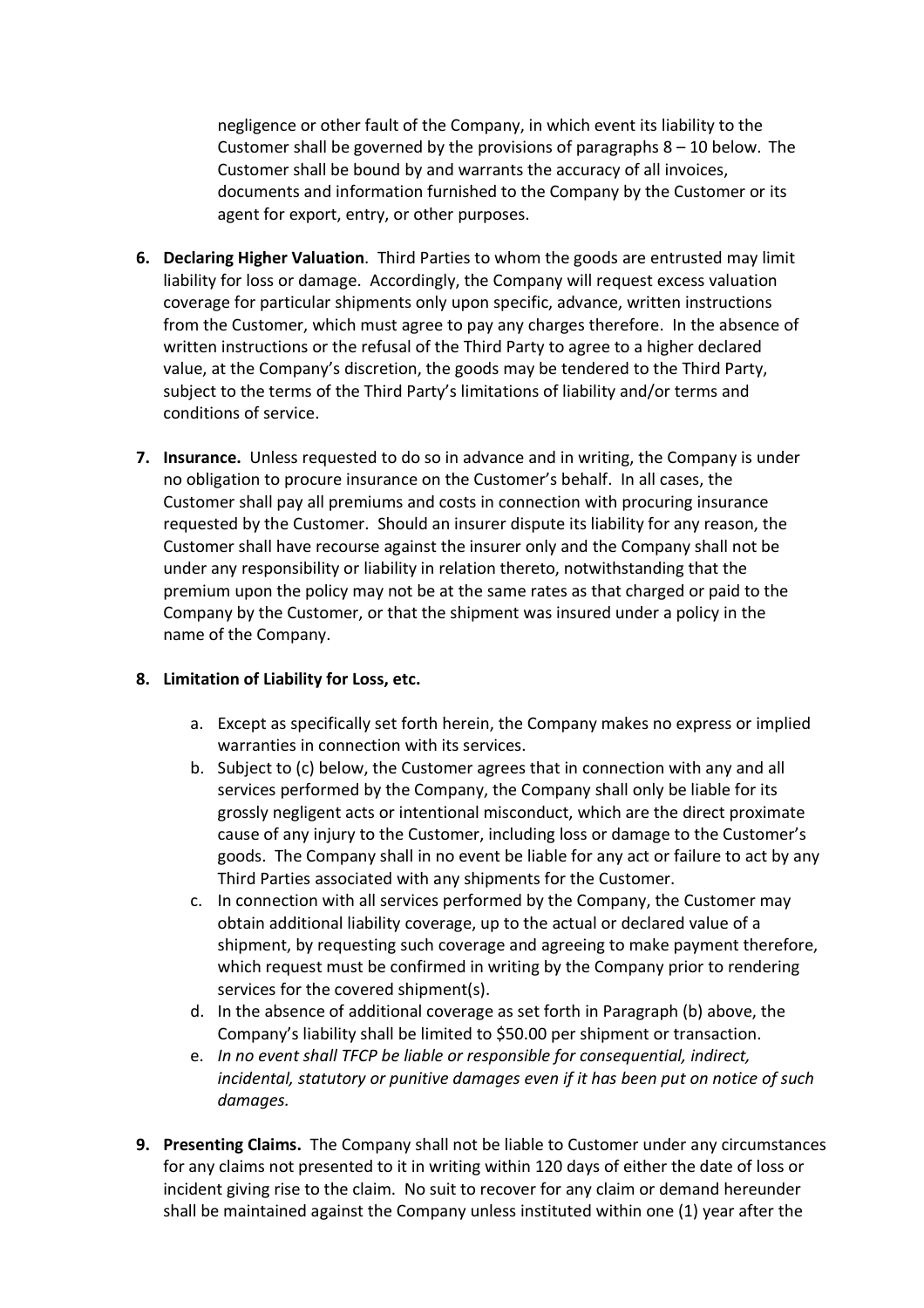negligence or other fault of the Company, in which event its liability to the Customer shall be governed by the provisions of paragraphs 8 – 10 below. The Customer shall be bound by and warrants the accuracy of all invoices, documents and information furnished to the Company by the Customer or its agent for export, entry, or other purposes.

6. **Declaring Higher Valuation**. Third Parties to whom the goods are entrusted may limit liability for loss or damage. Accordingly, the Company will request excess valuation coverage for particular shipments only upon specific, advance, written instructions from the Customer, which must agree to pay any charges therefore. In the absence of written instructions or the refusal of the Third Party to agree to a higher declared value, at the Company's discretion, the goods may be tendered to the Third Party, subject to the terms of the Third Party's limitations of liability and/or terms and conditions of service.

7. **Insurance.** Unless requested to do so in advance and in writing, the Company is under no obligation to procure insurance on the Customer's behalf. In all cases, the Customer shall pay all premiums and costs in connection with procuring insurance requested by the Customer. Should an insurer dispute its liability for any reason, the Customer shall have recourse against the insurer only and the Company shall not be under any responsibility or liability in relation thereto, notwithstanding that the premium upon the policy may not be at the same rates as that charged or paid to the Company by the Customer, or that the shipment was insured under a policy in the name of the Company.

8. **Limitation of Liability for Loss, etc.**

    a. Except as specifically set forth herein, the Company makes no express or implied warranties in connection with its services.
    b. Subject to (c) below, the Customer agrees that in connection with any and all services performed by the Company, the Company shall only be liable for its grossly negligent acts or intentional misconduct, which are the direct proximate cause of any injury to the Customer, including loss or damage to the Customer's goods. The Company shall in no event be liable for any act or failure to act by any Third Parties associated with any shipments for the Customer.
    c. In connection with all services performed by the Company, the Customer may obtain additional liability coverage, up to the actual or declared value of a shipment, by requesting such coverage and agreeing to make payment therefore, which request must be confirmed in writing by the Company prior to rendering services for the covered shipment(s).
    d. In the absence of additional coverage as set forth in Paragraph (b) above, the Company's liability shall be limited to $50.00 per shipment or transaction.
    e. *In no event shall TFCP be liable or responsible for consequential, indirect, incidental, statutory or punitive damages even if it has been put on notice of such damages.*

9. **Presenting Claims.** The Company shall not be liable to Customer under any circumstances for any claims not presented to it in writing within 120 days of either the date of loss or incident giving rise to the claim. No suit to recover for any claim or demand hereunder shall be maintained against the Company unless instituted within one (1) year after the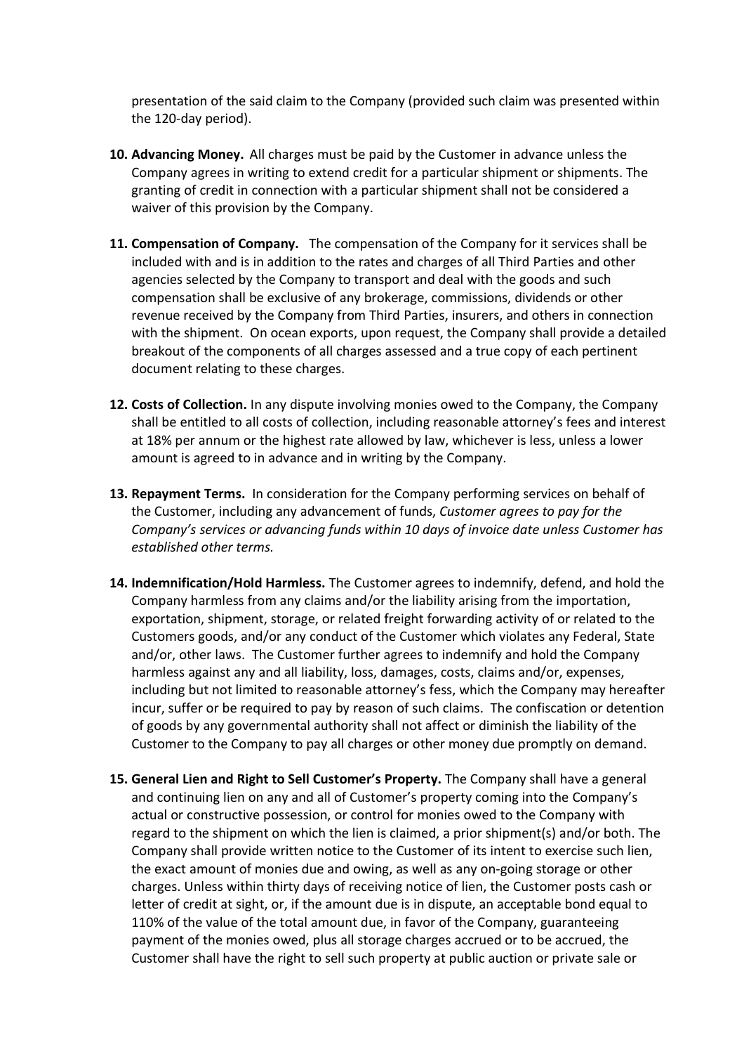presentation of the said claim to the Company (provided such claim was presented within the 120-day period).

10. **Advancing Money.** All charges must be paid by the Customer in advance unless the Company agrees in writing to extend credit for a particular shipment or shipments. The granting of credit in connection with a particular shipment shall not be considered a waiver of this provision by the Company.

11. **Compensation of Company.** The compensation of the Company for it services shall be included with and is in addition to the rates and charges of all Third Parties and other agencies selected by the Company to transport and deal with the goods and such compensation shall be exclusive of any brokerage, commissions, dividends or other revenue received by the Company from Third Parties, insurers, and others in connection with the shipment. On ocean exports, upon request, the Company shall provide a detailed breakout of the components of all charges assessed and a true copy of each pertinent document relating to these charges.

12. **Costs of Collection.** In any dispute involving monies owed to the Company, the Company shall be entitled to all costs of collection, including reasonable attorney's fees and interest at 18% per annum or the highest rate allowed by law, whichever is less, unless a lower amount is agreed to in advance and in writing by the Company.

13. **Repayment Terms.** In consideration for the Company performing services on behalf of the Customer, including any advancement of funds, *Customer agrees to pay for the Company's services or advancing funds within 10 days of invoice date unless Customer has established other terms.*

14. **Indemnification/Hold Harmless.** The Customer agrees to indemnify, defend, and hold the Company harmless from any claims and/or the liability arising from the importation, exportation, shipment, storage, or related freight forwarding activity of or related to the Customers goods, and/or any conduct of the Customer which violates any Federal, State and/or, other laws. The Customer further agrees to indemnify and hold the Company harmless against any and all liability, loss, damages, costs, claims and/or, expenses, including but not limited to reasonable attorney's fess, which the Company may hereafter incur, suffer or be required to pay by reason of such claims. The confiscation or detention of goods by any governmental authority shall not affect or diminish the liability of the Customer to the Company to pay all charges or other money due promptly on demand.

15. **General Lien and Right to Sell Customer's Property.** The Company shall have a general and continuing lien on any and all of Customer's property coming into the Company's actual or constructive possession, or control for monies owed to the Company with regard to the shipment on which the lien is claimed, a prior shipment(s) and/or both. The Company shall provide written notice to the Customer of its intent to exercise such lien, the exact amount of monies due and owing, as well as any on-going storage or other charges. Unless within thirty days of receiving notice of lien, the Customer posts cash or letter of credit at sight, or, if the amount due is in dispute, an acceptable bond equal to 110% of the value of the total amount due, in favor of the Company, guaranteeing payment of the monies owed, plus all storage charges accrued or to be accrued, the Customer shall have the right to sell such property at public auction or private sale or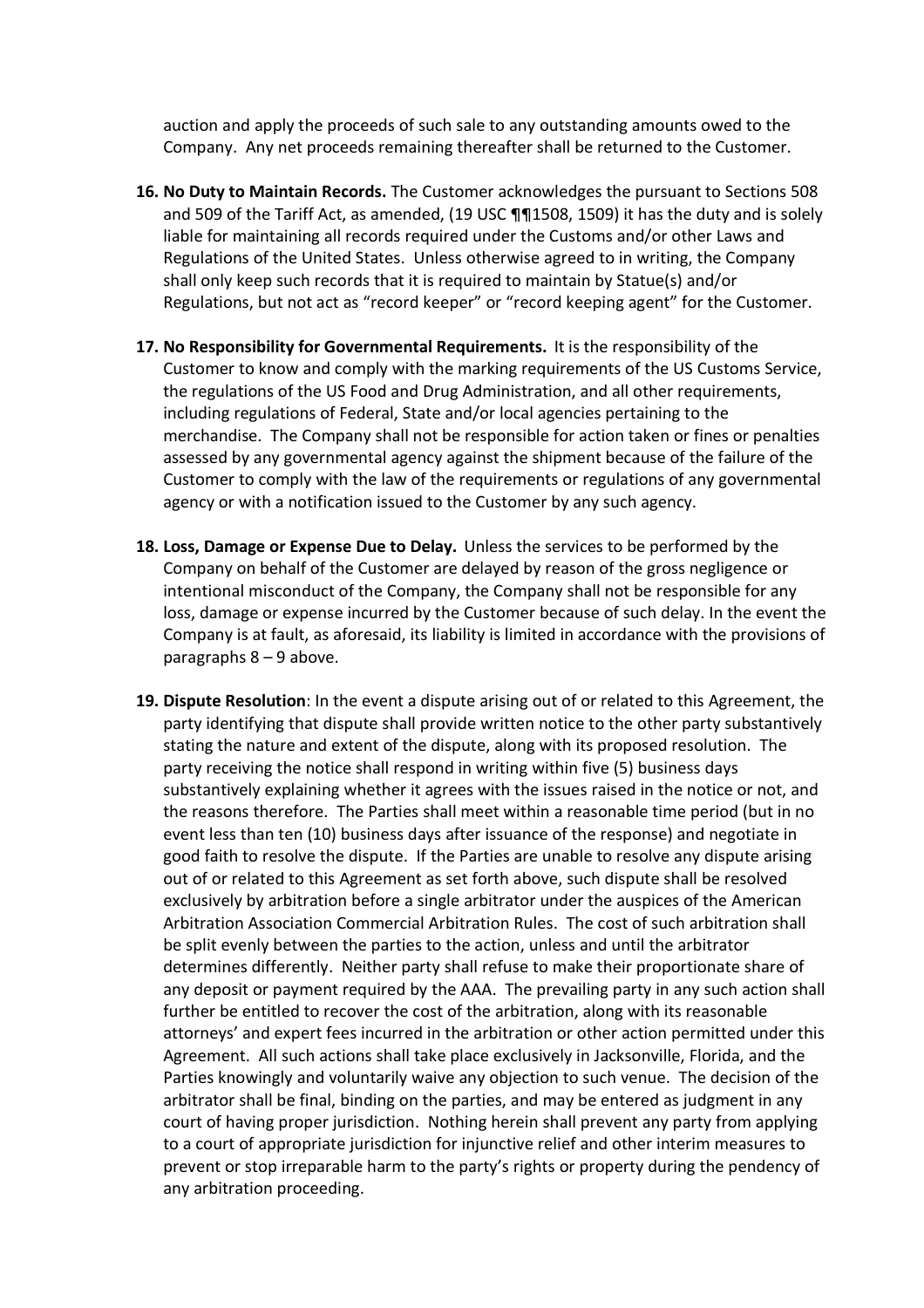auction and apply the proceeds of such sale to any outstanding amounts owed to the Company. Any net proceeds remaining thereafter shall be returned to the Customer.

16. **No Duty to Maintain Records.** The Customer acknowledges the pursuant to Sections 508 and 509 of the Tariff Act, as amended, (19 USC ¶¶1508, 1509) it has the duty and is solely liable for maintaining all records required under the Customs and/or other Laws and Regulations of the United States. Unless otherwise agreed to in writing, the Company shall only keep such records that it is required to maintain by Statue(s) and/or Regulations, but not act as "record keeper" or "record keeping agent" for the Customer.

17. **No Responsibility for Governmental Requirements.** It is the responsibility of the Customer to know and comply with the marking requirements of the US Customs Service, the regulations of the US Food and Drug Administration, and all other requirements, including regulations of Federal, State and/or local agencies pertaining to the merchandise. The Company shall not be responsible for action taken or fines or penalties assessed by any governmental agency against the shipment because of the failure of the Customer to comply with the law of the requirements or regulations of any governmental agency or with a notification issued to the Customer by any such agency.

18. **Loss, Damage or Expense Due to Delay.** Unless the services to be performed by the Company on behalf of the Customer are delayed by reason of the gross negligence or intentional misconduct of the Company, the Company shall not be responsible for any loss, damage or expense incurred by the Customer because of such delay. In the event the Company is at fault, as aforesaid, its liability is limited in accordance with the provisions of paragraphs 8 – 9 above.

19. **Dispute Resolution**: In the event a dispute arising out of or related to this Agreement, the party identifying that dispute shall provide written notice to the other party substantively stating the nature and extent of the dispute, along with its proposed resolution. The party receiving the notice shall respond in writing within five (5) business days substantively explaining whether it agrees with the issues raised in the notice or not, and the reasons therefore. The Parties shall meet within a reasonable time period (but in no event less than ten (10) business days after issuance of the response) and negotiate in good faith to resolve the dispute. If the Parties are unable to resolve any dispute arising out of or related to this Agreement as set forth above, such dispute shall be resolved exclusively by arbitration before a single arbitrator under the auspices of the American Arbitration Association Commercial Arbitration Rules. The cost of such arbitration shall be split evenly between the parties to the action, unless and until the arbitrator determines differently. Neither party shall refuse to make their proportionate share of any deposit or payment required by the AAA. The prevailing party in any such action shall further be entitled to recover the cost of the arbitration, along with its reasonable attorneys' and expert fees incurred in the arbitration or other action permitted under this Agreement. All such actions shall take place exclusively in Jacksonville, Florida, and the Parties knowingly and voluntarily waive any objection to such venue. The decision of the arbitrator shall be final, binding on the parties, and may be entered as judgment in any court of having proper jurisdiction. Nothing herein shall prevent any party from applying to a court of appropriate jurisdiction for injunctive relief and other interim measures to prevent or stop irreparable harm to the party's rights or property during the pendency of any arbitration proceeding.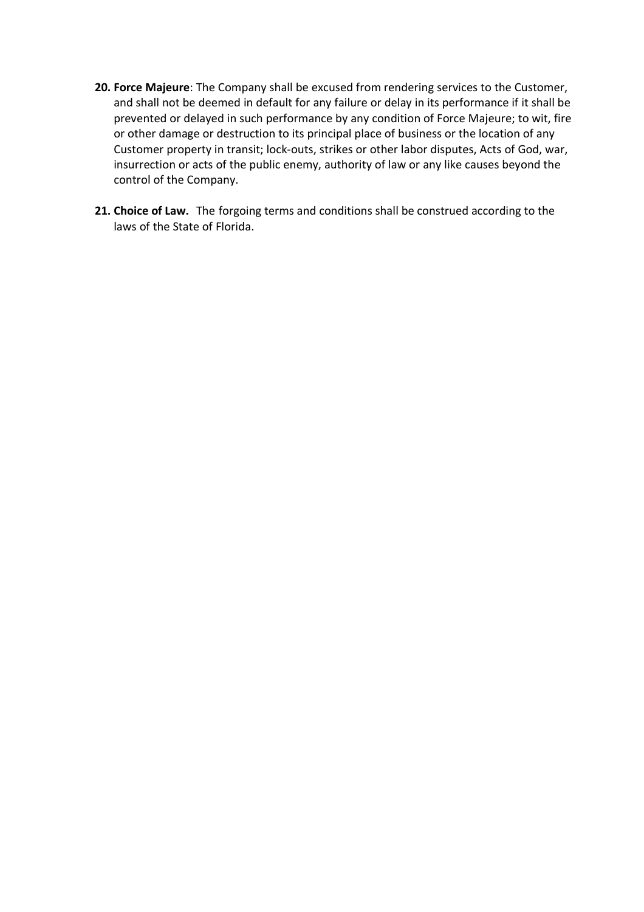20. **Force Majeure**: The Company shall be excused from rendering services to the Customer, and shall not be deemed in default for any failure or delay in its performance if it shall be prevented or delayed in such performance by any condition of Force Majeure; to wit, fire or other damage or destruction to its principal place of business or the location of any Customer property in transit; lock-outs, strikes or other labor disputes, Acts of God, war, insurrection or acts of the public enemy, authority of law or any like causes beyond the control of the Company.

21. **Choice of Law.** The forgoing terms and conditions shall be construed according to the laws of the State of Florida.